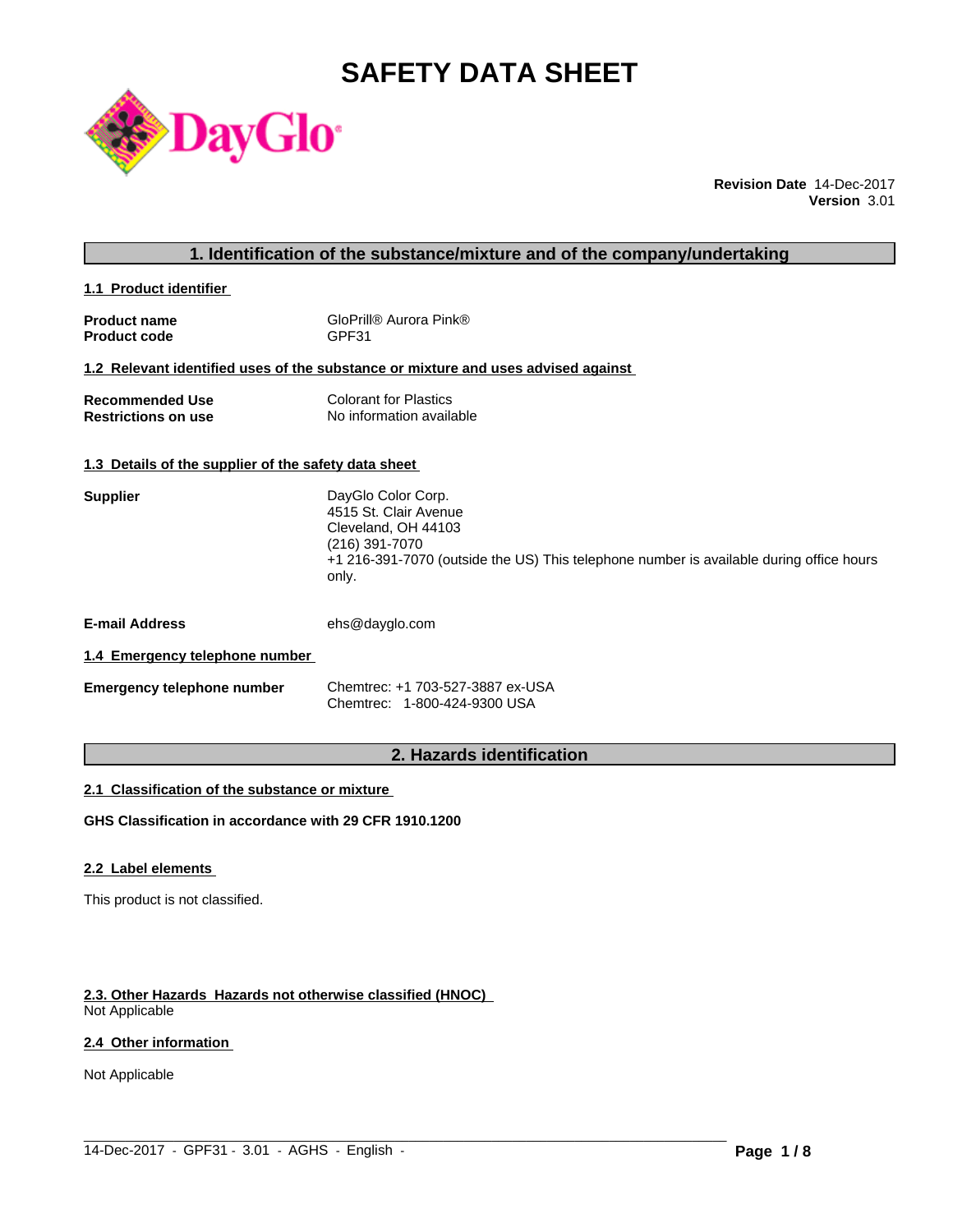# SAFETY DATA SHEET

DayGlo

**Revision Date** 14-Dec-2017
**Version** 3.01

## 1. Identification of the substance/mixture and of the company/undertaking

### 1.1 Product identifier

| | |
|---|---|
| **Product name** | GloPrill® Aurora Pink® |
| **Product code** | GPF31 |

### 1.2 Relevant identified uses of the substance or mixture and uses advised against

| | |
|---|---|
| **Recommended Use** | Colorant for Plastics |
| **Restrictions on use** | No information available |

### 1.3 Details of the supplier of the safety data sheet

**Supplier**

DayGlo Color Corp.
4515 St. Clair Avenue
Cleveland, OH 44103
(216) 391-7070
+1 216-391-7070 (outside the US) This telephone number is available during office hours only.

**E-mail Address** ehs@dayglo.com

### 1.4 Emergency telephone number

**Emergency telephone number**

Chemtrec: +1 703-527-3887 ex-USA
Chemtrec: 1-800-424-9300 USA

## 2. Hazards identification

### 2.1 Classification of the substance or mixture

**GHS Classification in accordance with 29 CFR 1910.1200**

### 2.2 Label elements

This product is not classified.

### 2.3. Other Hazards Hazards not otherwise classified (HNOC)

Not Applicable

### 2.4 Other information

Not Applicable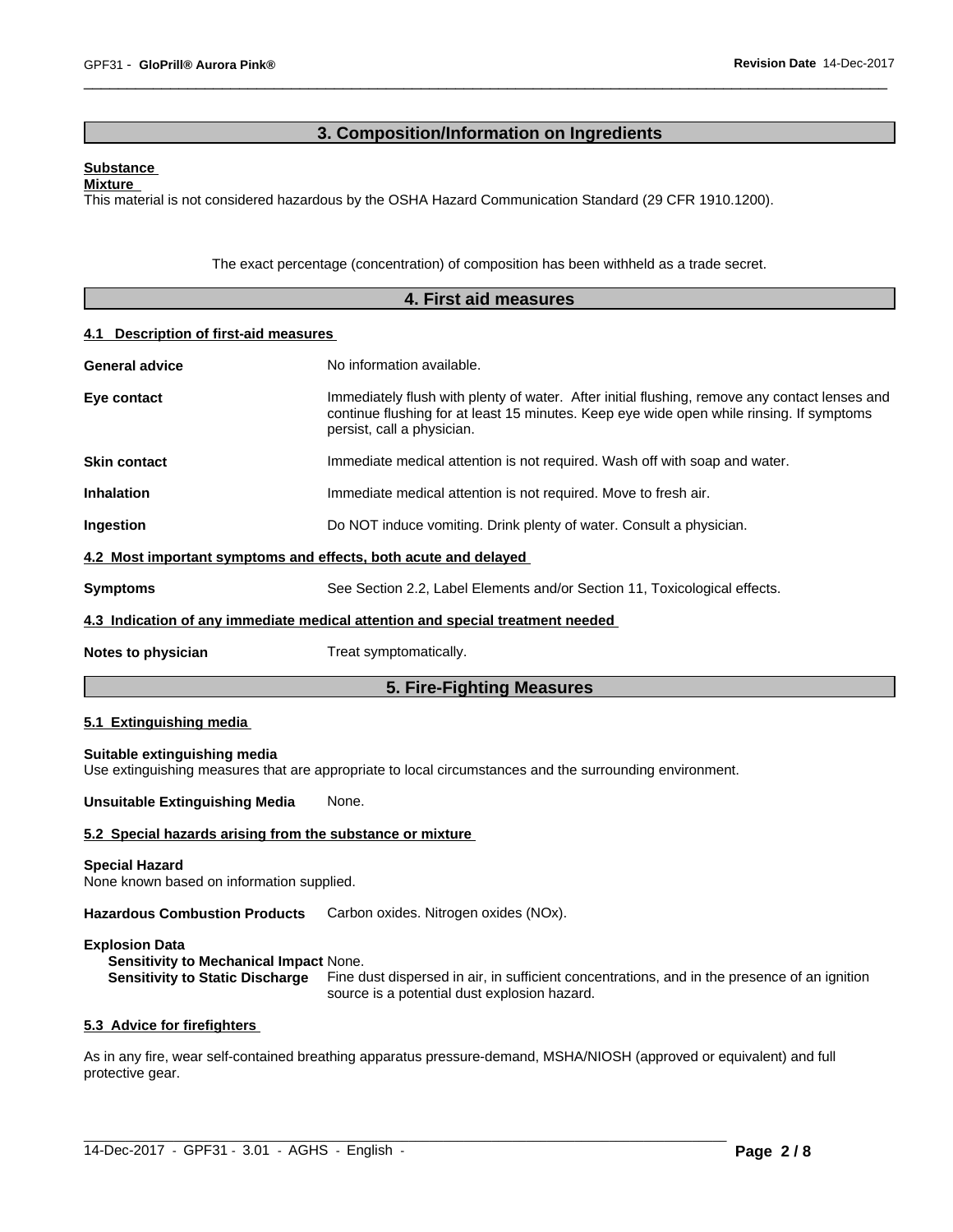## 3. Composition/Information on Ingredients

**Substance**

**Mixture**

This material is not considered hazardous by the OSHA Hazard Communication Standard (29 CFR 1910.1200).

The exact percentage (concentration) of composition has been withheld as a trade secret.

## 4. First aid measures

### 4.1 Description of first-aid measures

**General advice** No information available.

**Eye contact** Immediately flush with plenty of water. After initial flushing, remove any contact lenses and continue flushing for at least 15 minutes. Keep eye wide open while rinsing. If symptoms persist, call a physician.

**Skin contact** Immediate medical attention is not required. Wash off with soap and water.

**Inhalation** Immediate medical attention is not required. Move to fresh air.

**Ingestion** Do NOT induce vomiting. Drink plenty of water. Consult a physician.

### 4.2 Most important symptoms and effects, both acute and delayed

**Symptoms** See Section 2.2, Label Elements and/or Section 11, Toxicological effects.

### 4.3 Indication of any immediate medical attention and special treatment needed

**Notes to physician** Treat symptomatically.

## 5. Fire-Fighting Measures

### 5.1 Extinguishing media

**Suitable extinguishing media**

Use extinguishing measures that are appropriate to local circumstances and the surrounding environment.

**Unsuitable Extinguishing Media** None.

### 5.2 Special hazards arising from the substance or mixture

**Special Hazard**

None known based on information supplied.

**Hazardous Combustion Products** Carbon oxides. Nitrogen oxides (NOx).

**Explosion Data**

**Sensitivity to Mechanical Impact** None.

**Sensitivity to Static Discharge** Fine dust dispersed in air, in sufficient concentrations, and in the presence of an ignition source is a potential dust explosion hazard.

### 5.3 Advice for firefighters

As in any fire, wear self-contained breathing apparatus pressure-demand, MSHA/NIOSH (approved or equivalent) and full protective gear.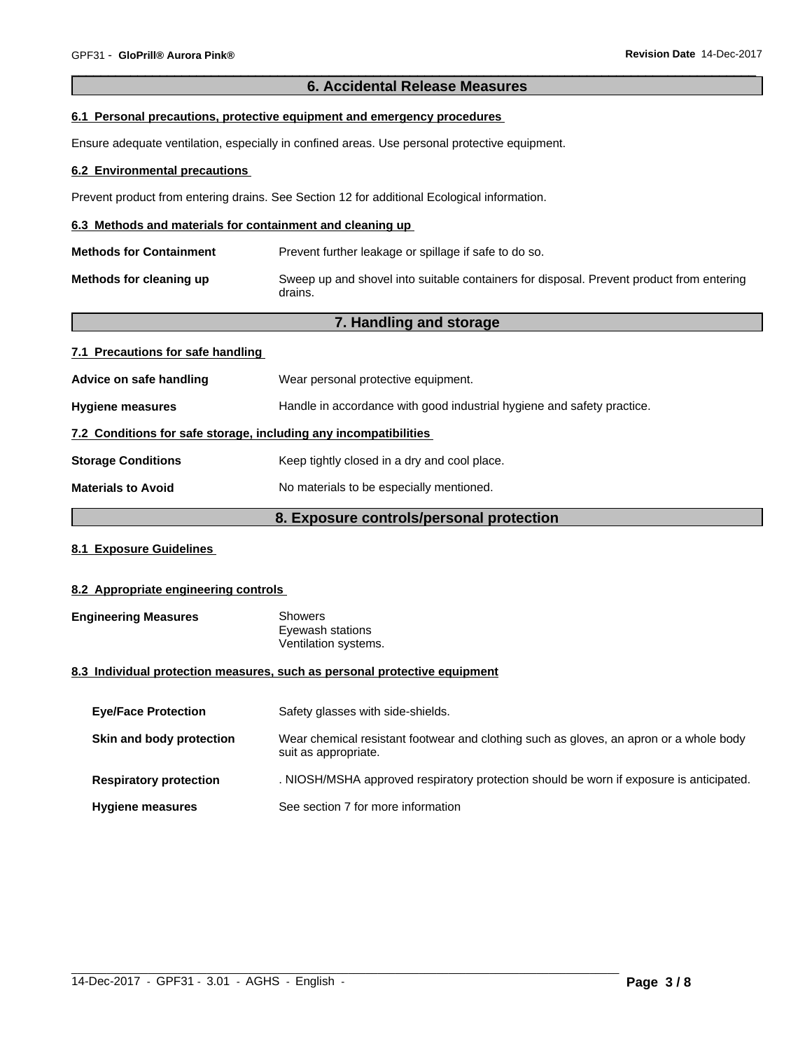## 6. Accidental Release Measures

### 6.1 Personal precautions, protective equipment and emergency procedures

Ensure adequate ventilation, especially in confined areas. Use personal protective equipment.

### 6.2 Environmental precautions

Prevent product from entering drains. See Section 12 for additional Ecological information.

### 6.3 Methods and materials for containment and cleaning up

**Methods for Containment** Prevent further leakage or spillage if safe to do so.

**Methods for cleaning up** Sweep up and shovel into suitable containers for disposal. Prevent product from entering drains.

## 7. Handling and storage

### 7.1 Precautions for safe handling

**Advice on safe handling** Wear personal protective equipment.

**Hygiene measures** Handle in accordance with good industrial hygiene and safety practice.

### 7.2 Conditions for safe storage, including any incompatibilities

**Storage Conditions** Keep tightly closed in a dry and cool place.

**Materials to Avoid** No materials to be especially mentioned.

## 8. Exposure controls/personal protection

### 8.1 Exposure Guidelines

### 8.2 Appropriate engineering controls

**Engineering Measures** Showers
Eyewash stations
Ventilation systems.

### 8.3 Individual protection measures, such as personal protective equipment

**Eye/Face Protection** Safety glasses with side-shields.

**Skin and body protection** Wear chemical resistant footwear and clothing such as gloves, an apron or a whole body suit as appropriate.

**Respiratory protection** . NIOSH/MSHA approved respiratory protection should be worn if exposure is anticipated.

**Hygiene measures** See section 7 for more information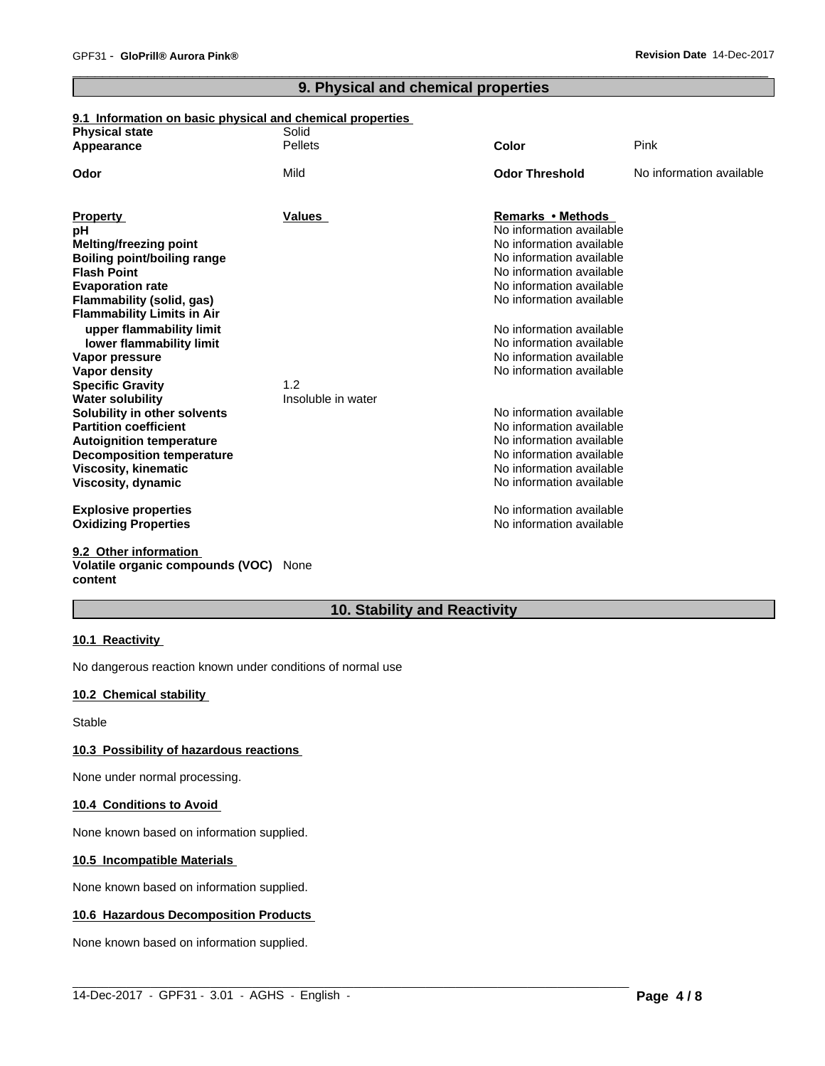## 9. Physical and chemical properties

### 9.1 Information on basic physical and chemical properties

| | | | |
|---|---|---|---|
| **Physical state** | Solid | | |
| **Appearance** | Pellets | **Color** | Pink |
| **Odor** | Mild | **Odor Threshold** | No information available |

| **Property** | **Values** | **Remarks • Methods** |
|---|---|---|
| **pH** | | No information available |
| **Melting/freezing point** | | No information available |
| **Boiling point/boiling range** | | No information available |
| **Flash Point** | | No information available |
| **Evaporation rate** | | No information available |
| **Flammability (solid, gas)** | | No information available |
| **Flammability Limits in Air** | | |
| **upper flammability limit** | | No information available |
| **lower flammability limit** | | No information available |
| **Vapor pressure** | | No information available |
| **Vapor density** | | No information available |
| **Specific Gravity** | 1.2 | |
| **Water solubility** | Insoluble in water | |
| **Solubility in other solvents** | | No information available |
| **Partition coefficient** | | No information available |
| **Autoignition temperature** | | No information available |
| **Decomposition temperature** | | No information available |
| **Viscosity, kinematic** | | No information available |
| **Viscosity, dynamic** | | No information available |
| **Explosive properties** | | No information available |
| **Oxidizing Properties** | | No information available |

### 9.2 Other information

**Volatile organic compounds (VOC) content** None

## 10. Stability and Reactivity

### 10.1 Reactivity

No dangerous reaction known under conditions of normal use

### 10.2 Chemical stability

Stable

### 10.3 Possibility of hazardous reactions

None under normal processing.

### 10.4 Conditions to Avoid

None known based on information supplied.

### 10.5 Incompatible Materials

None known based on information supplied.

### 10.6 Hazardous Decomposition Products

None known based on information supplied.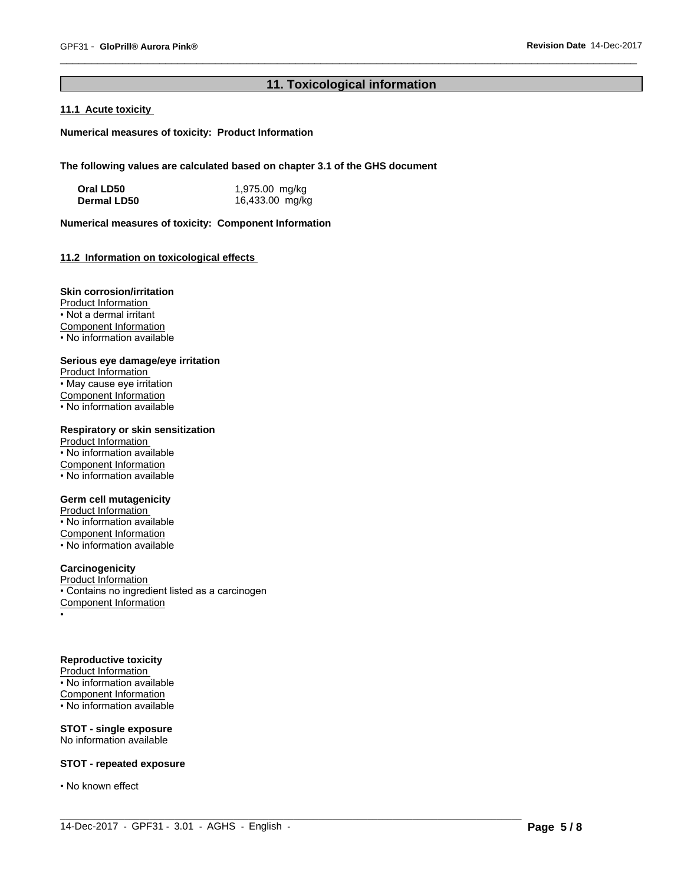## 11. Toxicological information

### 11.1 Acute toxicity

**Numerical measures of toxicity: Product Information**

**The following values are calculated based on chapter 3.1 of the GHS document**

| | |
|---|---|
| **Oral LD50** | 1,975.00 mg/kg |
| **Dermal LD50** | 16,433.00 mg/kg |

**Numerical measures of toxicity: Component Information**

### 11.2 Information on toxicological effects

**Skin corrosion/irritation**

Product Information
- Not a dermal irritant

Component Information
- No information available

**Serious eye damage/eye irritation**

Product Information
- May cause eye irritation

Component Information
- No information available

**Respiratory or skin sensitization**

Product Information
- No information available

Component Information
- No information available

**Germ cell mutagenicity**

Product Information
- No information available

Component Information
- No information available

**Carcinogenicity**

Product Information
- Contains no ingredient listed as a carcinogen

Component Information
- 

**Reproductive toxicity**

Product Information
- No information available

Component Information
- No information available

**STOT - single exposure**

No information available

**STOT - repeated exposure**

- No known effect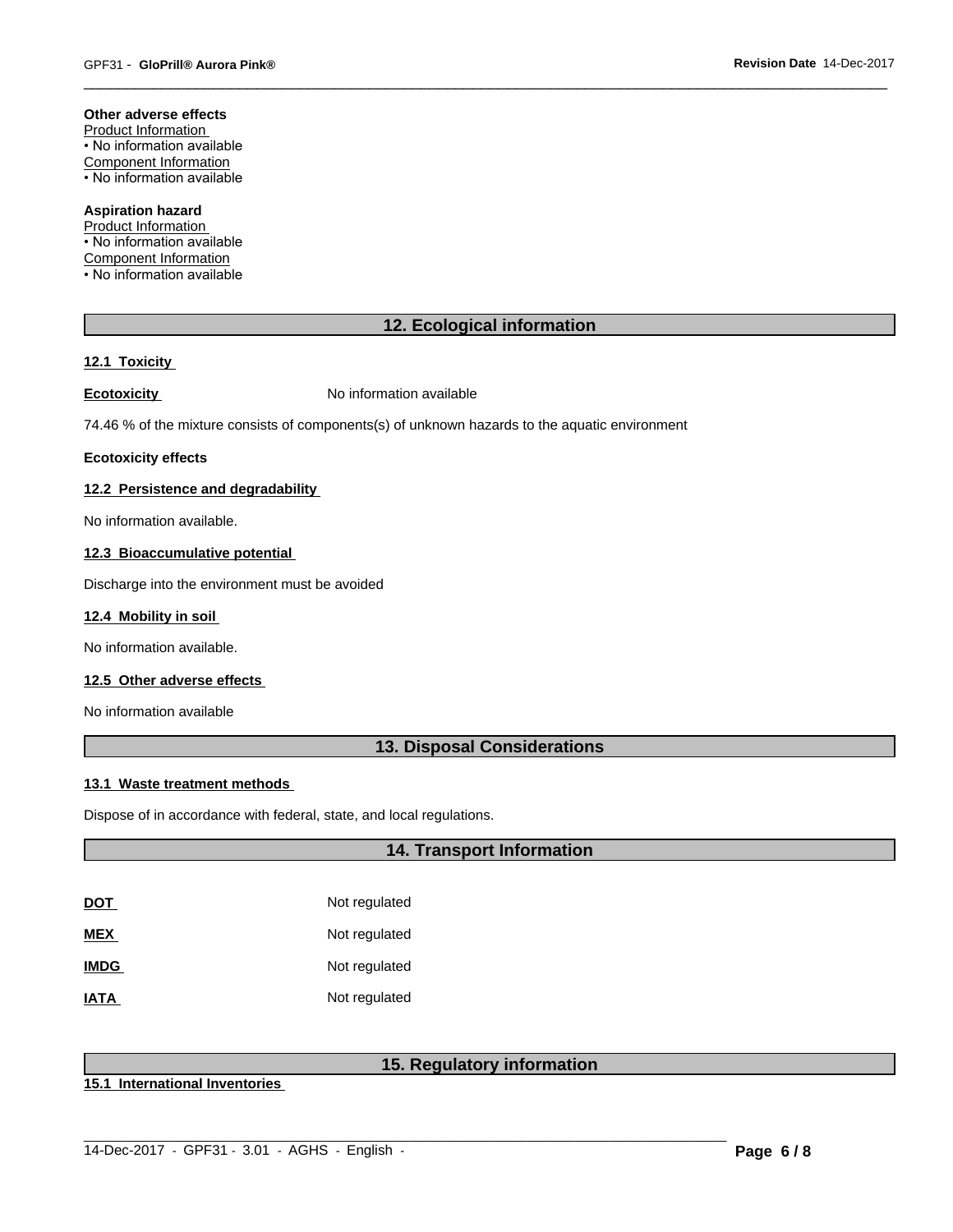**Other adverse effects**

Product Information

• No information available

Component Information

• No information available

**Aspiration hazard**

Product Information

• No information available

Component Information

• No information available

## 12. Ecological information

**12.1 Toxicity**

| | |
|---|---|
| **Ecotoxicity** | No information available |

74.46 % of the mixture consists of components(s) of unknown hazards to the aquatic environment

**Ecotoxicity effects**

**12.2 Persistence and degradability**

No information available.

**12.3 Bioaccumulative potential**

Discharge into the environment must be avoided

**12.4 Mobility in soil**

No information available.

**12.5 Other adverse effects**

No information available

## 13. Disposal Considerations

**13.1 Waste treatment methods**

Dispose of in accordance with federal, state, and local regulations.

## 14. Transport Information

| | |
|---|---|
| **DOT** | Not regulated |
| **MEX** | Not regulated |
| **IMDG** | Not regulated |
| **IATA** | Not regulated |

## 15. Regulatory information

**15.1 International Inventories**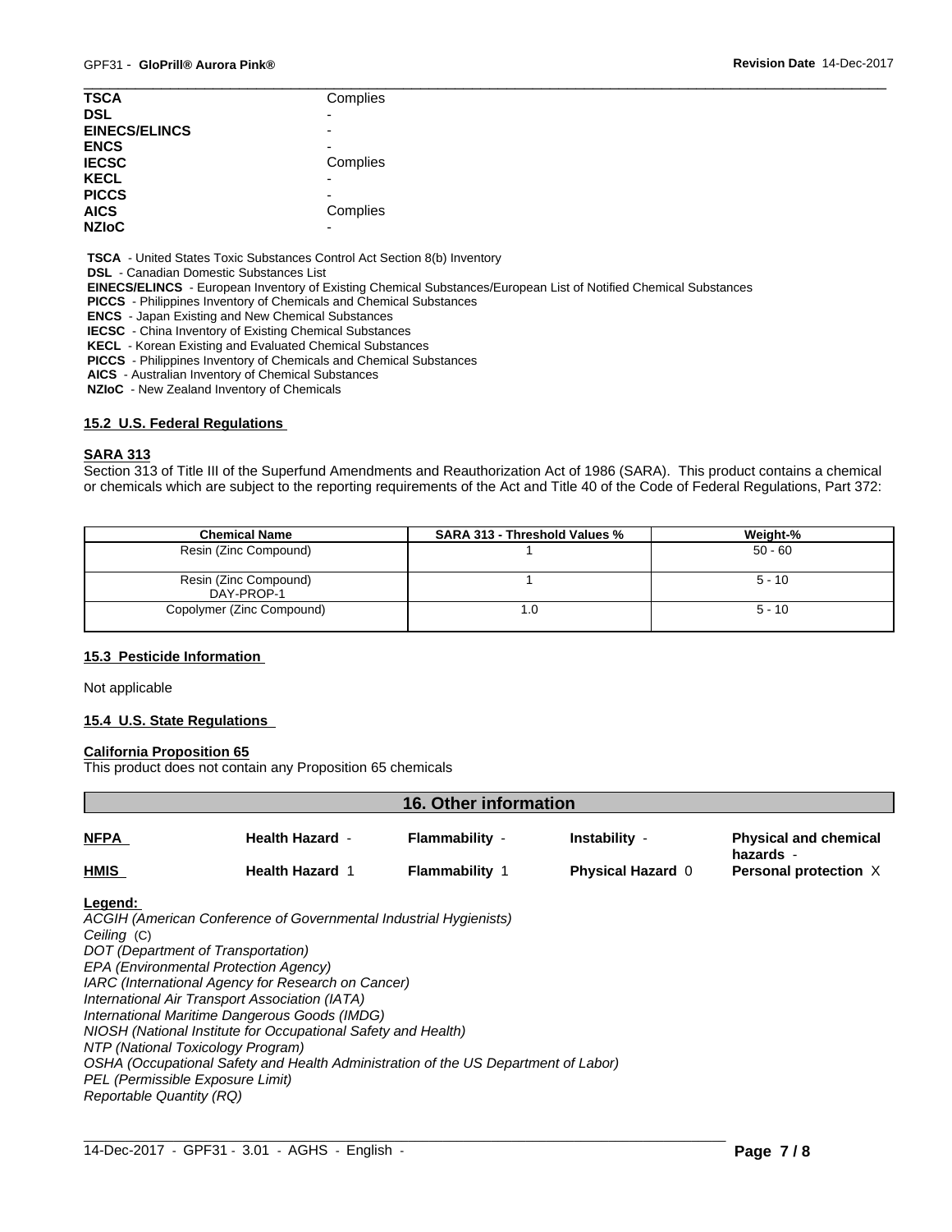| | |
|---|---|
| **TSCA** | Complies |
| **DSL** | - |
| **EINECS/ELINCS** | - |
| **ENCS** | - |
| **IECSC** | Complies |
| **KECL** | - |
| **PICCS** | - |
| **AICS** | Complies |
| **NZIoC** | - |

**TSCA** - United States Toxic Substances Control Act Section 8(b) Inventory
**DSL** - Canadian Domestic Substances List
**EINECS/ELINCS** - European Inventory of Existing Chemical Substances/European List of Notified Chemical Substances
**PICCS** - Philippines Inventory of Chemicals and Chemical Substances
**ENCS** - Japan Existing and New Chemical Substances
**IECSC** - China Inventory of Existing Chemical Substances
**KECL** - Korean Existing and Evaluated Chemical Substances
**PICCS** - Philippines Inventory of Chemicals and Chemical Substances
**AICS** - Australian Inventory of Chemical Substances
**NZIoC** - New Zealand Inventory of Chemicals

### 15.2 U.S. Federal Regulations

**SARA 313**

Section 313 of Title III of the Superfund Amendments and Reauthorization Act of 1986 (SARA). This product contains a chemical or chemicals which are subject to the reporting requirements of the Act and Title 40 of the Code of Federal Regulations, Part 372:

| Chemical Name | SARA 313 - Threshold Values % | Weight-% |
|---|---|---|
| Resin (Zinc Compound) | 1 | 50 - 60 |
| Resin (Zinc Compound) DAY-PROP-1 | 1 | 5 - 10 |
| Copolymer (Zinc Compound) | 1.0 | 5 - 10 |

### 15.3 Pesticide Information

Not applicable

### 15.4 U.S. State Regulations

**California Proposition 65**

This product does not contain any Proposition 65 chemicals

## 16. Other information

| | | | | |
|---|---|---|---|---|
| **NFPA** | **Health Hazard** - | **Flammability** - | **Instability** - | **Physical and chemical hazards** - |
| **HMIS** | **Health Hazard** 1 | **Flammability** 1 | **Physical Hazard** 0 | **Personal protection** X |

**Legend:**

*ACGIH (American Conference of Governmental Industrial Hygienists)*
*Ceiling* (C)
*DOT (Department of Transportation)*
*EPA (Environmental Protection Agency)*
*IARC (International Agency for Research on Cancer)*
*International Air Transport Association (IATA)*
*International Maritime Dangerous Goods (IMDG)*
*NIOSH (National Institute for Occupational Safety and Health)*
*NTP (National Toxicology Program)*
*OSHA (Occupational Safety and Health Administration of the US Department of Labor)*
*PEL (Permissible Exposure Limit)*
*Reportable Quantity (RQ)*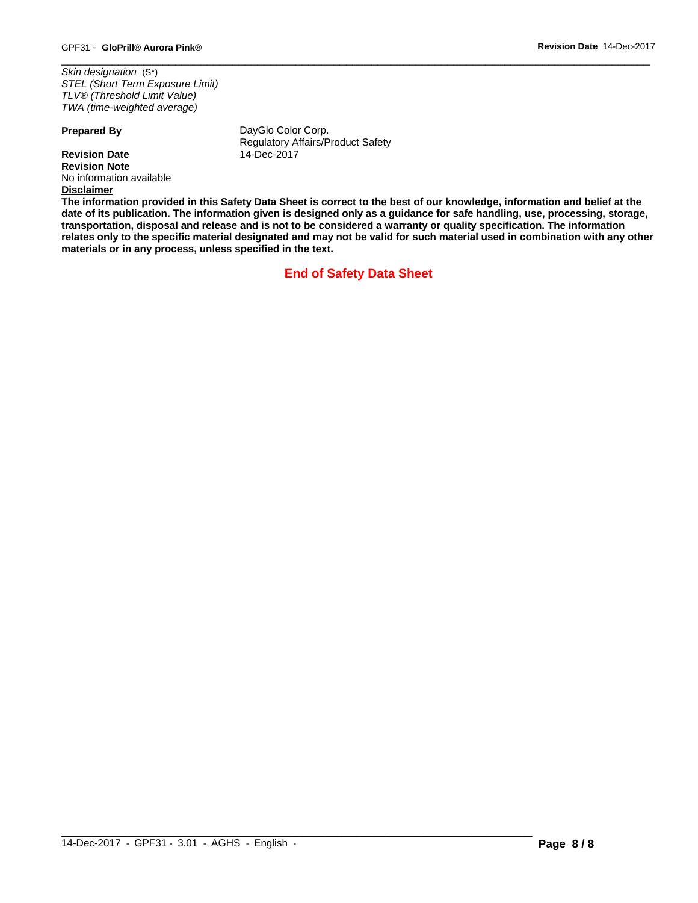*Skin designation* (S*)
*STEL (Short Term Exposure Limit)*
*TLV® (Threshold Limit Value)*
*TWA (time-weighted average)*

**Prepared By** DayGlo Color Corp.
Regulatory Affairs/Product Safety

**Revision Date** 14-Dec-2017

**Revision Note**
No information available

**Disclaimer**

**The information provided in this Safety Data Sheet is correct to the best of our knowledge, information and belief at the date of its publication. The information given is designed only as a guidance for safe handling, use, processing, storage, transportation, disposal and release and is not to be considered a warranty or quality specification. The information relates only to the specific material designated and may not be valid for such material used in combination with any other materials or in any process, unless specified in the text.**

**End of Safety Data Sheet**